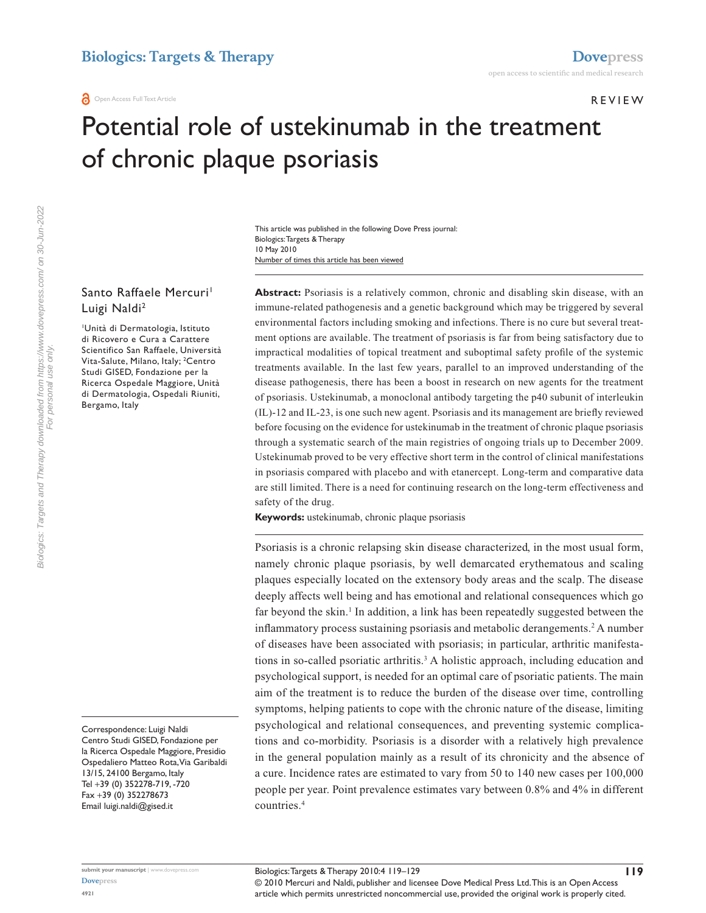Open Access Full Text Article

REVIEW

# Potential role of ustekinumab in the treatment of chronic plaque psoriasis

This article was published in the following Dove Press journal:
Biologics: Targets & Therapy
10 May 2010
Number of times this article has been viewed

Santo Raffaele Mercuri[1]
Luigi Naldi[2]

[1]Unità di Dermatologia, Istituto di Ricovero e Cura a Carattere Scientifico San Raffaele, Università Vita-Salute, Milano, Italy; [2]Centro Studi GISED, Fondazione per la Ricerca Ospedale Maggiore, Unità di Dermatologia, Ospedali Riuniti, Bergamo, Italy

Correspondence: Luigi Naldi
Centro Studi GISED, Fondazione per la Ricerca Ospedale Maggiore, Presidio Ospedaliero Matteo Rota, Via Garibaldi 13/15, 24100 Bergamo, Italy
Tel +39 (0) 352278-719, -720
Fax +39 (0) 352278673
Email luigi.naldi@gised.it

**Abstract:** Psoriasis is a relatively common, chronic and disabling skin disease, with an immune-related pathogenesis and a genetic background which may be triggered by several environmental factors including smoking and infections. There is no cure but several treatment options are available. The treatment of psoriasis is far from being satisfactory due to impractical modalities of topical treatment and suboptimal safety profile of the systemic treatments available. In the last few years, parallel to an improved understanding of the disease pathogenesis, there has been a boost in research on new agents for the treatment of psoriasis. Ustekinumab, a monoclonal antibody targeting the p40 subunit of interleukin (IL)-12 and IL-23, is one such new agent. Psoriasis and its management are briefly reviewed before focusing on the evidence for ustekinumab in the treatment of chronic plaque psoriasis through a systematic search of the main registries of ongoing trials up to December 2009. Ustekinumab proved to be very effective short term in the control of clinical manifestations in psoriasis compared with placebo and with etanercept. Long-term and comparative data are still limited. There is a need for continuing research on the long-term effectiveness and safety of the drug.

**Keywords:** ustekinumab, chronic plaque psoriasis

Psoriasis is a chronic relapsing skin disease characterized, in the most usual form, namely chronic plaque psoriasis, by well demarcated erythematous and scaling plaques especially located on the extensory body areas and the scalp. The disease deeply affects well being and has emotional and relational consequences which go far beyond the skin.[1] In addition, a link has been repeatedly suggested between the inflammatory process sustaining psoriasis and metabolic derangements.[2] A number of diseases have been associated with psoriasis; in particular, arthritic manifestations in so-called psoriatic arthritis.[3] A holistic approach, including education and psychological support, is needed for an optimal care of psoriatic patients. The main aim of the treatment is to reduce the burden of the disease over time, controlling symptoms, helping patients to cope with the chronic nature of the disease, limiting psychological and relational consequences, and preventing systemic complications and co-morbidity. Psoriasis is a disorder with a relatively high prevalence in the general population mainly as a result of its chronicity and the absence of a cure. Incidence rates are estimated to vary from 50 to 140 new cases per 100,000 people per year. Point prevalence estimates vary between 0.8% and 4% in different countries.[4]

© 2010 Mercuri and Naldi, publisher and licensee Dove Medical Press Ltd. This is an Open Access article which permits unrestricted noncommercial use, provided the original work is properly cited.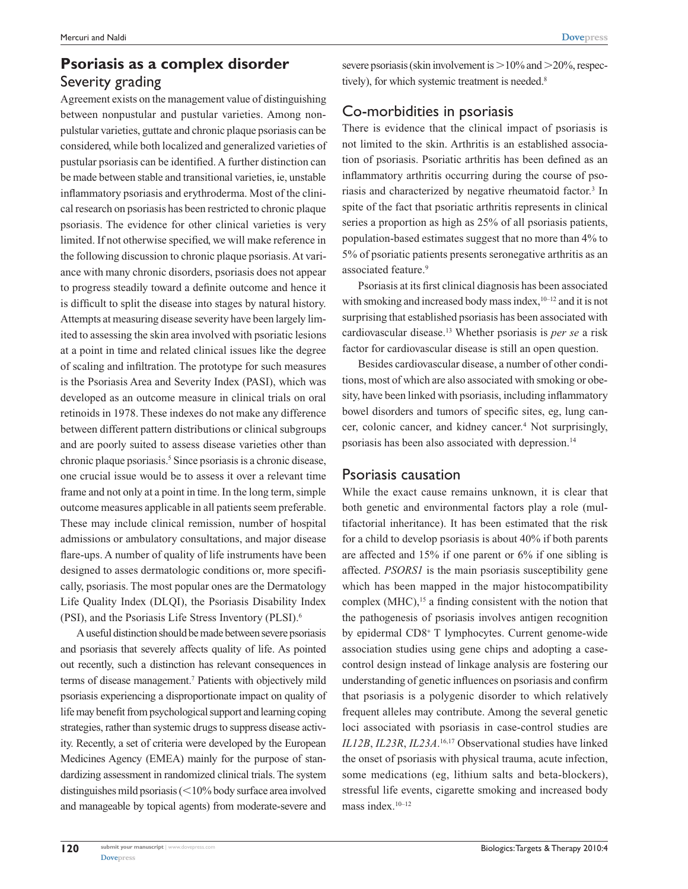## Psoriasis as a complex disorder

### Severity grading

Agreement exists on the management value of distinguishing between nonpustular and pustular varieties. Among nonpulstular varieties, guttate and chronic plaque psoriasis can be considered, while both localized and generalized varieties of pustular psoriasis can be identified. A further distinction can be made between stable and transitional varieties, ie, unstable inflammatory psoriasis and erythroderma. Most of the clinical research on psoriasis has been restricted to chronic plaque psoriasis. The evidence for other clinical varieties is very limited. If not otherwise specified, we will make reference in the following discussion to chronic plaque psoriasis. At variance with many chronic disorders, psoriasis does not appear to progress steadily toward a definite outcome and hence it is difficult to split the disease into stages by natural history. Attempts at measuring disease severity have been largely limited to assessing the skin area involved with psoriatic lesions at a point in time and related clinical issues like the degree of scaling and infiltration. The prototype for such measures is the Psoriasis Area and Severity Index (PASI), which was developed as an outcome measure in clinical trials on oral retinoids in 1978. These indexes do not make any difference between different pattern distributions or clinical subgroups and are poorly suited to assess disease varieties other than chronic plaque psoriasis.[5] Since psoriasis is a chronic disease, one crucial issue would be to assess it over a relevant time frame and not only at a point in time. In the long term, simple outcome measures applicable in all patients seem preferable. These may include clinical remission, number of hospital admissions or ambulatory consultations, and major disease flare-ups. A number of quality of life instruments have been designed to asses dermatologic conditions or, more specifically, psoriasis. The most popular ones are the Dermatology Life Quality Index (DLQI), the Psoriasis Disability Index (PSI), and the Psoriasis Life Stress Inventory (PLSI).[6]

A useful distinction should be made between severe psoriasis and psoriasis that severely affects quality of life. As pointed out recently, such a distinction has relevant consequences in terms of disease management.[7] Patients with objectively mild psoriasis experiencing a disproportionate impact on quality of life may benefit from psychological support and learning coping strategies, rather than systemic drugs to suppress disease activity. Recently, a set of criteria were developed by the European Medicines Agency (EMEA) mainly for the purpose of standardizing assessment in randomized clinical trials. The system distinguishes mild psoriasis (<10% body surface area involved and manageable by topical agents) from moderate-severe and severe psoriasis (skin involvement is >10% and >20%, respectively), for which systemic treatment is needed.[8]

### Co-morbidities in psoriasis

There is evidence that the clinical impact of psoriasis is not limited to the skin. Arthritis is an established association of psoriasis. Psoriatic arthritis has been defined as an inflammatory arthritis occurring during the course of psoriasis and characterized by negative rheumatoid factor.[3] In spite of the fact that psoriatic arthritis represents in clinical series a proportion as high as 25% of all psoriasis patients, population-based estimates suggest that no more than 4% to 5% of psoriatic patients presents seronegative arthritis as an associated feature.[9]

Psoriasis at its first clinical diagnosis has been associated with smoking and increased body mass index,[10–12] and it is not surprising that established psoriasis has been associated with cardiovascular disease.[13] Whether psoriasis is *per se* a risk factor for cardiovascular disease is still an open question.

Besides cardiovascular disease, a number of other conditions, most of which are also associated with smoking or obesity, have been linked with psoriasis, including inflammatory bowel disorders and tumors of specific sites, eg, lung cancer, colonic cancer, and kidney cancer.[4] Not surprisingly, psoriasis has been also associated with depression.[14]

### Psoriasis causation

While the exact cause remains unknown, it is clear that both genetic and environmental factors play a role (multifactorial inheritance). It has been estimated that the risk for a child to develop psoriasis is about 40% if both parents are affected and 15% if one parent or 6% if one sibling is affected. *PSORS1* is the main psoriasis susceptibility gene which has been mapped in the major histocompatibility complex (MHC),[15] a finding consistent with the notion that the pathogenesis of psoriasis involves antigen recognition by epidermal $CD8^+$ T lymphocytes. Current genome-wide association studies using gene chips and adopting a case-control design instead of linkage analysis are fostering our understanding of genetic influences on psoriasis and confirm that psoriasis is a polygenic disorder to which relatively frequent alleles may contribute. Among the several genetic loci associated with psoriasis in case-control studies are *IL12B*, *IL23R*, *IL23A*.[16,17] Observational studies have linked the onset of psoriasis with physical trauma, acute infection, some medications (eg, lithium salts and beta-blockers), stressful life events, cigarette smoking and increased body mass index.[10–12]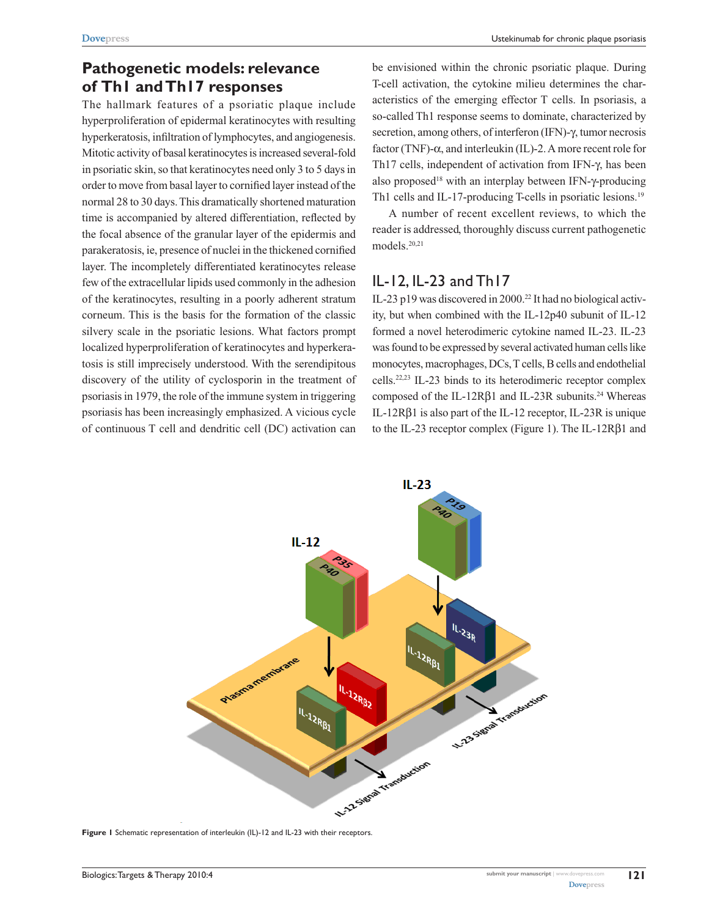## Pathogenetic models: relevance of Th1 and Th17 responses

The hallmark features of a psoriatic plaque include hyperproliferation of epidermal keratinocytes with resulting hyperkeratosis, infiltration of lymphocytes, and angiogenesis. Mitotic activity of basal keratinocytes is increased several-fold in psoriatic skin, so that keratinocytes need only 3 to 5 days in order to move from basal layer to cornified layer instead of the normal 28 to 30 days. This dramatically shortened maturation time is accompanied by altered differentiation, reflected by the focal absence of the granular layer of the epidermis and parakeratosis, ie, presence of nuclei in the thickened cornified layer. The incompletely differentiated keratinocytes release few of the extracellular lipids used commonly in the adhesion of the keratinocytes, resulting in a poorly adherent stratum corneum. This is the basis for the formation of the classic silvery scale in the psoriatic lesions. What factors prompt localized hyperproliferation of keratinocytes and hyperkeratosis is still imprecisely understood. With the serendipitous discovery of the utility of cyclosporin in the treatment of psoriasis in 1979, the role of the immune system in triggering psoriasis has been increasingly emphasized. A vicious cycle of continuous T cell and dendritic cell (DC) activation can be envisioned within the chronic psoriatic plaque. During T-cell activation, the cytokine milieu determines the characteristics of the emerging effector T cells. In psoriasis, a so-called Th1 response seems to dominate, characterized by secretion, among others, of interferon (IFN)-γ, tumor necrosis factor (TNF)-α, and interleukin (IL)-2. A more recent role for Th17 cells, independent of activation from IFN-γ, has been also proposed[18] with an interplay between IFN-γ-producing Th1 cells and IL-17-producing T-cells in psoriatic lesions.[19]

A number of recent excellent reviews, to which the reader is addressed, thoroughly discuss current pathogenetic models.[20,21]

## IL-12, IL-23 and Th17

IL-23 p19 was discovered in 2000.[22] It had no biological activity, but when combined with the IL-12p40 subunit of IL-12 formed a novel heterodimeric cytokine named IL-23. IL-23 was found to be expressed by several activated human cells like monocytes, macrophages, DCs, T cells, B cells and endothelial cells.[22,23] IL-23 binds to its heterodimeric receptor complex composed of the IL-12Rβ1 and IL-23R subunits.[24] Whereas IL-12Rβ1 is also part of the IL-12 receptor, IL-23R is unique to the IL-23 receptor complex (Figure 1). The IL-12Rβ1 and

**Figure 1** Schematic representation of interleukin (IL)-12 and IL-23 with their receptors.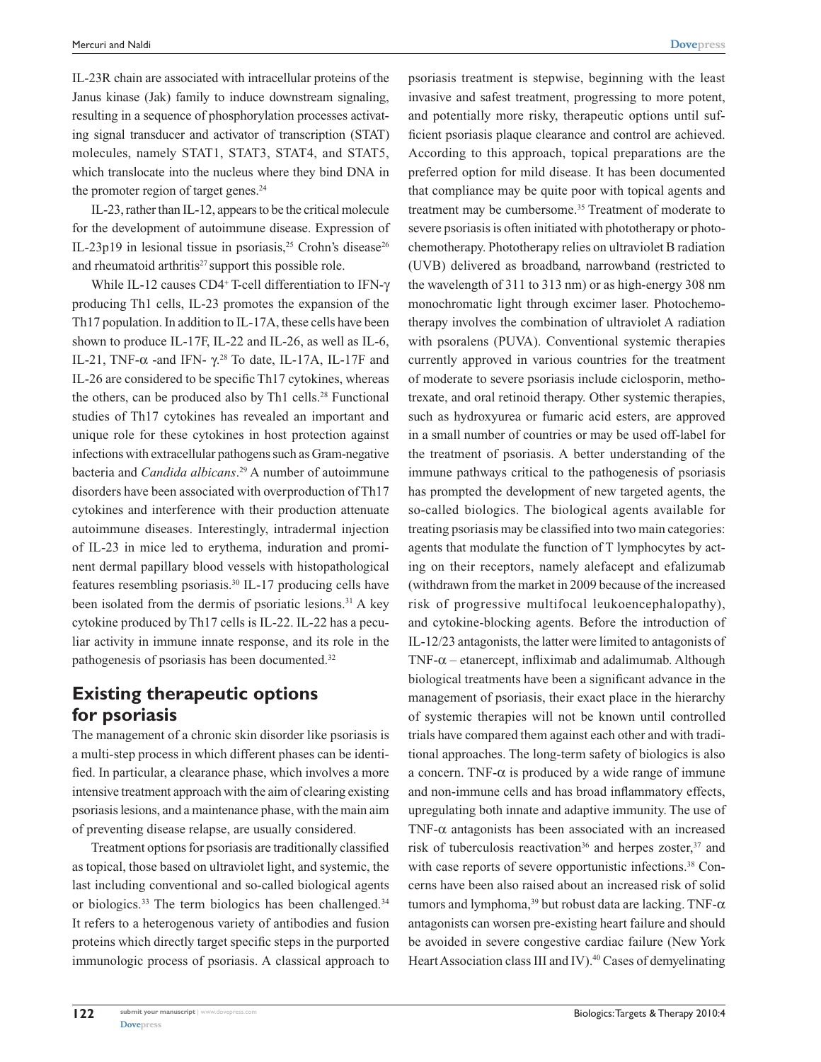IL-23R chain are associated with intracellular proteins of the Janus kinase (Jak) family to induce downstream signaling, resulting in a sequence of phosphorylation processes activating signal transducer and activator of transcription (STAT) molecules, namely STAT1, STAT3, STAT4, and STAT5, which translocate into the nucleus where they bind DNA in the promoter region of target genes.[24]

IL-23, rather than IL-12, appears to be the critical molecule for the development of autoimmune disease. Expression of IL-23p19 in lesional tissue in psoriasis,[25] Crohn's disease[26] and rheumatoid arthritis[27] support this possible role.

While IL-12 causes CD4+ T-cell differentiation to IFN-γ producing Th1 cells, IL-23 promotes the expansion of the Th17 population. In addition to IL-17A, these cells have been shown to produce IL-17F, IL-22 and IL-26, as well as IL-6, IL-21, TNF-α -and IFN- γ.[28] To date, IL-17A, IL-17F and IL-26 are considered to be specific Th17 cytokines, whereas the others, can be produced also by Th1 cells.[28] Functional studies of Th17 cytokines has revealed an important and unique role for these cytokines in host protection against infections with extracellular pathogens such as Gram-negative bacteria and *Candida albicans*.[29] A number of autoimmune disorders have been associated with overproduction of Th17 cytokines and interference with their production attenuate autoimmune diseases. Interestingly, intradermal injection of IL-23 in mice led to erythema, induration and prominent dermal papillary blood vessels with histopathological features resembling psoriasis.[30] IL-17 producing cells have been isolated from the dermis of psoriatic lesions.[31] A key cytokine produced by Th17 cells is IL-22. IL-22 has a peculiar activity in immune innate response, and its role in the pathogenesis of psoriasis has been documented.[32]

## Existing therapeutic options for psoriasis

The management of a chronic skin disorder like psoriasis is a multi-step process in which different phases can be identified. In particular, a clearance phase, which involves a more intensive treatment approach with the aim of clearing existing psoriasis lesions, and a maintenance phase, with the main aim of preventing disease relapse, are usually considered.

Treatment options for psoriasis are traditionally classified as topical, those based on ultraviolet light, and systemic, the last including conventional and so-called biological agents or biologics.[33] The term biologics has been challenged.[34] It refers to a heterogenous variety of antibodies and fusion proteins which directly target specific steps in the purported immunologic process of psoriasis. A classical approach to psoriasis treatment is stepwise, beginning with the least invasive and safest treatment, progressing to more potent, and potentially more risky, therapeutic options until sufficient psoriasis plaque clearance and control are achieved. According to this approach, topical preparations are the preferred option for mild disease. It has been documented that compliance may be quite poor with topical agents and treatment may be cumbersome.[35] Treatment of moderate to severe psoriasis is often initiated with phototherapy or photochemotherapy. Phototherapy relies on ultraviolet B radiation (UVB) delivered as broadband, narrowband (restricted to the wavelength of 311 to 313 nm) or as high-energy 308 nm monochromatic light through excimer laser. Photochemotherapy involves the combination of ultraviolet A radiation with psoralens (PUVA). Conventional systemic therapies currently approved in various countries for the treatment of moderate to severe psoriasis include ciclosporin, methotrexate, and oral retinoid therapy. Other systemic therapies, such as hydroxyurea or fumaric acid esters, are approved in a small number of countries or may be used off-label for the treatment of psoriasis. A better understanding of the immune pathways critical to the pathogenesis of psoriasis has prompted the development of new targeted agents, the so-called biologics. The biological agents available for treating psoriasis may be classified into two main categories: agents that modulate the function of T lymphocytes by acting on their receptors, namely alefacept and efalizumab (withdrawn from the market in 2009 because of the increased risk of progressive multifocal leukoencephalopathy), and cytokine-blocking agents. Before the introduction of IL-12/23 antagonists, the latter were limited to antagonists of TNF-α – etanercept, infliximab and adalimumab. Although biological treatments have been a significant advance in the management of psoriasis, their exact place in the hierarchy of systemic therapies will not be known until controlled trials have compared them against each other and with traditional approaches. The long-term safety of biologics is also a concern. TNF-α is produced by a wide range of immune and non-immune cells and has broad inflammatory effects, upregulating both innate and adaptive immunity. The use of TNF-α antagonists has been associated with an increased risk of tuberculosis reactivation[36] and herpes zoster,[37] and with case reports of severe opportunistic infections.[38] Concerns have been also raised about an increased risk of solid tumors and lymphoma,[39] but robust data are lacking. TNF-α antagonists can worsen pre-existing heart failure and should be avoided in severe congestive cardiac failure (New York Heart Association class III and IV).[40] Cases of demyelinating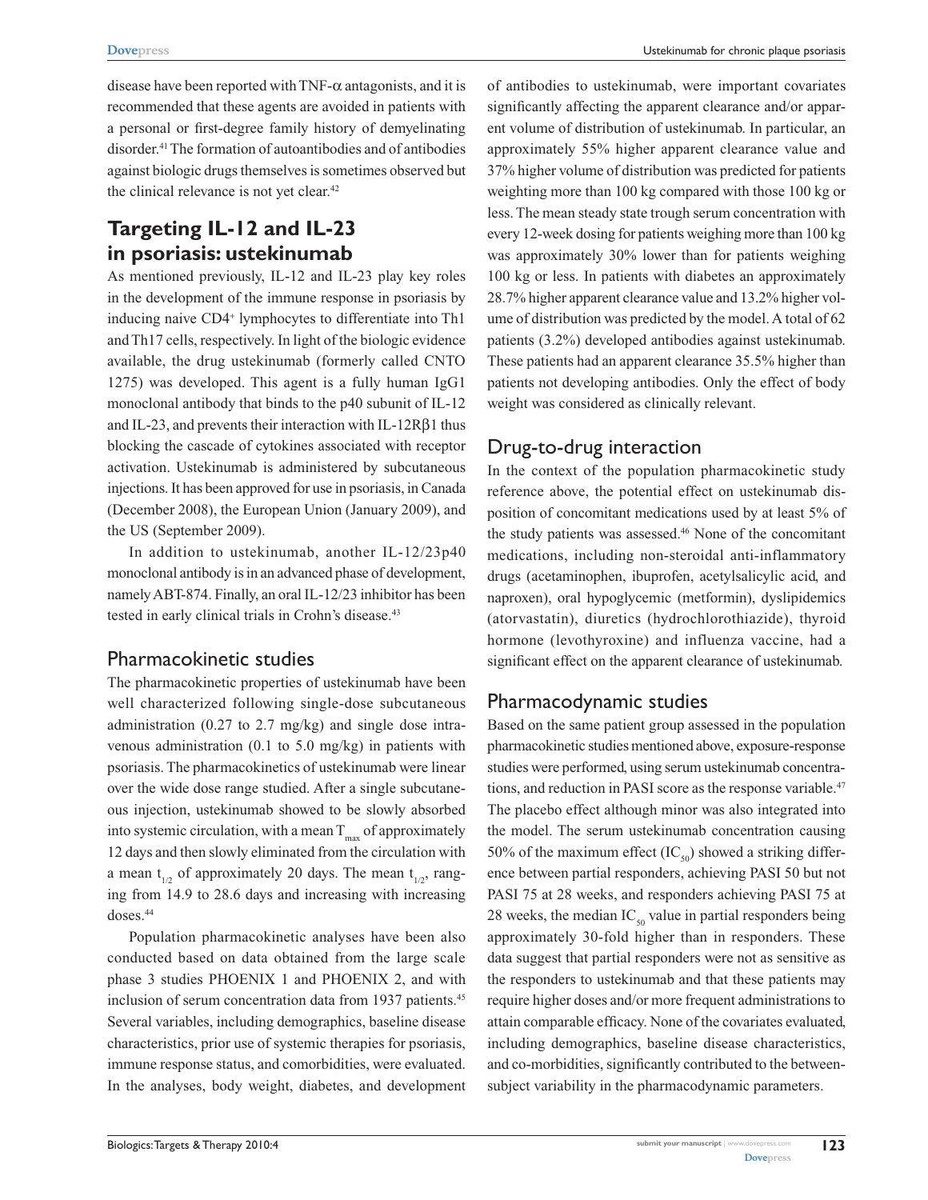disease have been reported with TNF-α antagonists, and it is recommended that these agents are avoided in patients with a personal or first-degree family history of demyelinating disorder.[41] The formation of autoantibodies and of antibodies against biologic drugs themselves is sometimes observed but the clinical relevance is not yet clear.[42]

## Targeting IL-12 and IL-23 in psoriasis: ustekinumab

As mentioned previously, IL-12 and IL-23 play key roles in the development of the immune response in psoriasis by inducing naive $CD4^+$ lymphocytes to differentiate into Th1 and Th17 cells, respectively. In light of the biologic evidence available, the drug ustekinumab (formerly called CNTO 1275) was developed. This agent is a fully human IgG1 monoclonal antibody that binds to the p40 subunit of IL-12 and IL-23, and prevents their interaction with IL-12Rβ1 thus blocking the cascade of cytokines associated with receptor activation. Ustekinumab is administered by subcutaneous injections. It has been approved for use in psoriasis, in Canada (December 2008), the European Union (January 2009), and the US (September 2009).

In addition to ustekinumab, another IL-12/23p40 monoclonal antibody is in an advanced phase of development, namely ABT-874. Finally, an oral IL-12/23 inhibitor has been tested in early clinical trials in Crohn's disease.[43]

### Pharmacokinetic studies

The pharmacokinetic properties of ustekinumab have been well characterized following single-dose subcutaneous administration (0.27 to 2.7 mg/kg) and single dose intravenous administration (0.1 to 5.0 mg/kg) in patients with psoriasis. The pharmacokinetics of ustekinumab were linear over the wide dose range studied. After a single subcutaneous injection, ustekinumab showed to be slowly absorbed into systemic circulation, with a mean $T_{max}$ of approximately 12 days and then slowly eliminated from the circulation with a mean $t_{1/2}$ of approximately 20 days. The mean $t_{1/2}$, ranging from 14.9 to 28.6 days and increasing with increasing doses.[44]

Population pharmacokinetic analyses have been also conducted based on data obtained from the large scale phase 3 studies PHOENIX 1 and PHOENIX 2, and with inclusion of serum concentration data from 1937 patients.[45] Several variables, including demographics, baseline disease characteristics, prior use of systemic therapies for psoriasis, immune response status, and comorbidities, were evaluated. In the analyses, body weight, diabetes, and development of antibodies to ustekinumab, were important covariates significantly affecting the apparent clearance and/or apparent volume of distribution of ustekinumab. In particular, an approximately 55% higher apparent clearance value and 37% higher volume of distribution was predicted for patients weighting more than 100 kg compared with those 100 kg or less. The mean steady state trough serum concentration with every 12-week dosing for patients weighing more than 100 kg was approximately 30% lower than for patients weighing 100 kg or less. In patients with diabetes an approximately 28.7% higher apparent clearance value and 13.2% higher volume of distribution was predicted by the model. A total of 62 patients (3.2%) developed antibodies against ustekinumab. These patients had an apparent clearance 35.5% higher than patients not developing antibodies. Only the effect of body weight was considered as clinically relevant.

### Drug-to-drug interaction

In the context of the population pharmacokinetic study reference above, the potential effect on ustekinumab disposition of concomitant medications used by at least 5% of the study patients was assessed.[46] None of the concomitant medications, including non-steroidal anti-inflammatory drugs (acetaminophen, ibuprofen, acetylsalicylic acid, and naproxen), oral hypoglycemic (metformin), dyslipidemics (atorvastatin), diuretics (hydrochlorothiazide), thyroid hormone (levothyroxine) and influenza vaccine, had a significant effect on the apparent clearance of ustekinumab.

### Pharmacodynamic studies

Based on the same patient group assessed in the population pharmacokinetic studies mentioned above, exposure-response studies were performed, using serum ustekinumab concentrations, and reduction in PASI score as the response variable.[47] The placebo effect although minor was also integrated into the model. The serum ustekinumab concentration causing 50% of the maximum effect ($IC_{50}$) showed a striking difference between partial responders, achieving PASI 50 but not PASI 75 at 28 weeks, and responders achieving PASI 75 at 28 weeks, the median $IC_{50}$ value in partial responders being approximately 30-fold higher than in responders. These data suggest that partial responders were not as sensitive as the responders to ustekinumab and that these patients may require higher doses and/or more frequent administrations to attain comparable efficacy. None of the covariates evaluated, including demographics, baseline disease characteristics, and co-morbidities, significantly contributed to the between-subject variability in the pharmacodynamic parameters.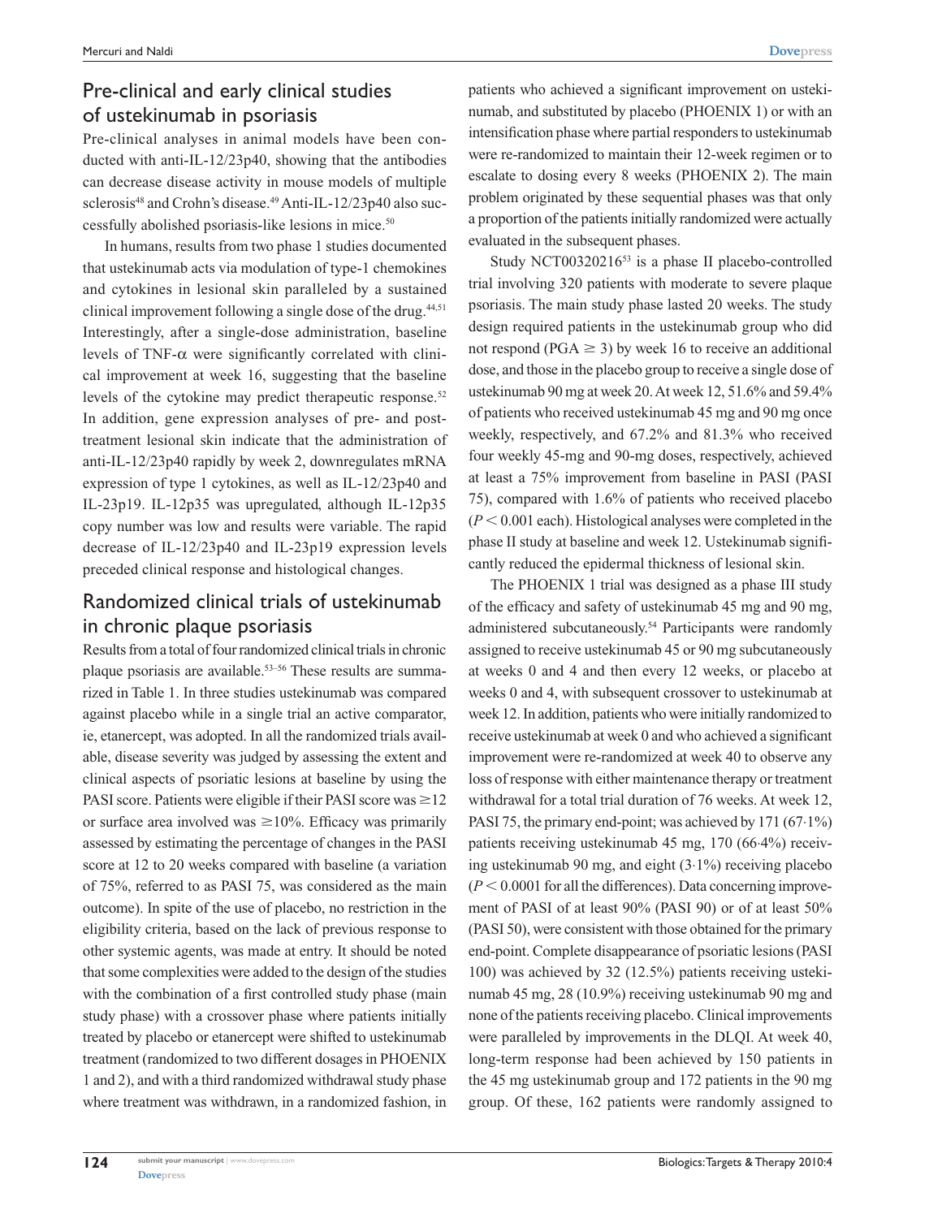## Pre-clinical and early clinical studies of ustekinumab in psoriasis

Pre-clinical analyses in animal models have been conducted with anti-IL-12/23p40, showing that the antibodies can decrease disease activity in mouse models of multiple sclerosis[48] and Crohn's disease.[49] Anti-IL-12/23p40 also successfully abolished psoriasis-like lesions in mice.[50]

In humans, results from two phase 1 studies documented that ustekinumab acts via modulation of type-1 chemokines and cytokines in lesional skin paralleled by a sustained clinical improvement following a single dose of the drug.[44,51] Interestingly, after a single-dose administration, baseline levels of TNF-α were significantly correlated with clinical improvement at week 16, suggesting that the baseline levels of the cytokine may predict therapeutic response.[52] In addition, gene expression analyses of pre- and post-treatment lesional skin indicate that the administration of anti-IL-12/23p40 rapidly by week 2, downregulates mRNA expression of type 1 cytokines, as well as IL-12/23p40 and IL-23p19. IL-12p35 was upregulated, although IL-12p35 copy number was low and results were variable. The rapid decrease of IL-12/23p40 and IL-23p19 expression levels preceded clinical response and histological changes.

## Randomized clinical trials of ustekinumab in chronic plaque psoriasis

Results from a total of four randomized clinical trials in chronic plaque psoriasis are available.[53–56] These results are summarized in Table 1. In three studies ustekinumab was compared against placebo while in a single trial an active comparator, ie, etanercept, was adopted. In all the randomized trials available, disease severity was judged by assessing the extent and clinical aspects of psoriatic lesions at baseline by using the PASI score. Patients were eligible if their PASI score was ≥12 or surface area involved was ≥10%. Efficacy was primarily assessed by estimating the percentage of changes in the PASI score at 12 to 20 weeks compared with baseline (a variation of 75%, referred to as PASI 75, was considered as the main outcome). In spite of the use of placebo, no restriction in the eligibility criteria, based on the lack of previous response to other systemic agents, was made at entry. It should be noted that some complexities were added to the design of the studies with the combination of a first controlled study phase (main study phase) with a crossover phase where patients initially treated by placebo or etanercept were shifted to ustekinumab treatment (randomized to two different dosages in PHOENIX 1 and 2), and with a third randomized withdrawal study phase where treatment was withdrawn, in a randomized fashion, in patients who achieved a significant improvement on ustekinumab, and substituted by placebo (PHOENIX 1) or with an intensification phase where partial responders to ustekinumab were re-randomized to maintain their 12-week regimen or to escalate to dosing every 8 weeks (PHOENIX 2). The main problem originated by these sequential phases was that only a proportion of the patients initially randomized were actually evaluated in the subsequent phases.

Study NCT00320216[53] is a phase II placebo-controlled trial involving 320 patients with moderate to severe plaque psoriasis. The main study phase lasted 20 weeks. The study design required patients in the ustekinumab group who did not respond (PGA ≥ 3) by week 16 to receive an additional dose, and those in the placebo group to receive a single dose of ustekinumab 90 mg at week 20. At week 12, 51.6% and 59.4% of patients who received ustekinumab 45 mg and 90 mg once weekly, respectively, and 67.2% and 81.3% who received four weekly 45-mg and 90-mg doses, respectively, achieved at least a 75% improvement from baseline in PASI (PASI 75), compared with 1.6% of patients who received placebo ($P < 0.001$ each). Histological analyses were completed in the phase II study at baseline and week 12. Ustekinumab significantly reduced the epidermal thickness of lesional skin.

The PHOENIX 1 trial was designed as a phase III study of the efficacy and safety of ustekinumab 45 mg and 90 mg, administered subcutaneously.[54] Participants were randomly assigned to receive ustekinumab 45 or 90 mg subcutaneously at weeks 0 and 4 and then every 12 weeks, or placebo at weeks 0 and 4, with subsequent crossover to ustekinumab at week 12. In addition, patients who were initially randomized to receive ustekinumab at week 0 and who achieved a significant improvement were re-randomized at week 40 to observe any loss of response with either maintenance therapy or treatment withdrawal for a total trial duration of 76 weeks. At week 12, PASI 75, the primary end-point; was achieved by 171 (67·1%) patients receiving ustekinumab 45 mg, 170 (66·4%) receiving ustekinumab 90 mg, and eight (3·1%) receiving placebo ($P < 0.0001$ for all the differences). Data concerning improvement of PASI of at least 90% (PASI 90) or of at least 50% (PASI 50), were consistent with those obtained for the primary end-point. Complete disappearance of psoriatic lesions (PASI 100) was achieved by 32 (12.5%) patients receiving ustekinumab 45 mg, 28 (10.9%) receiving ustekinumab 90 mg and none of the patients receiving placebo. Clinical improvements were paralleled by improvements in the DLQI. At week 40, long-term response had been achieved by 150 patients in the 45 mg ustekinumab group and 172 patients in the 90 mg group. Of these, 162 patients were randomly assigned to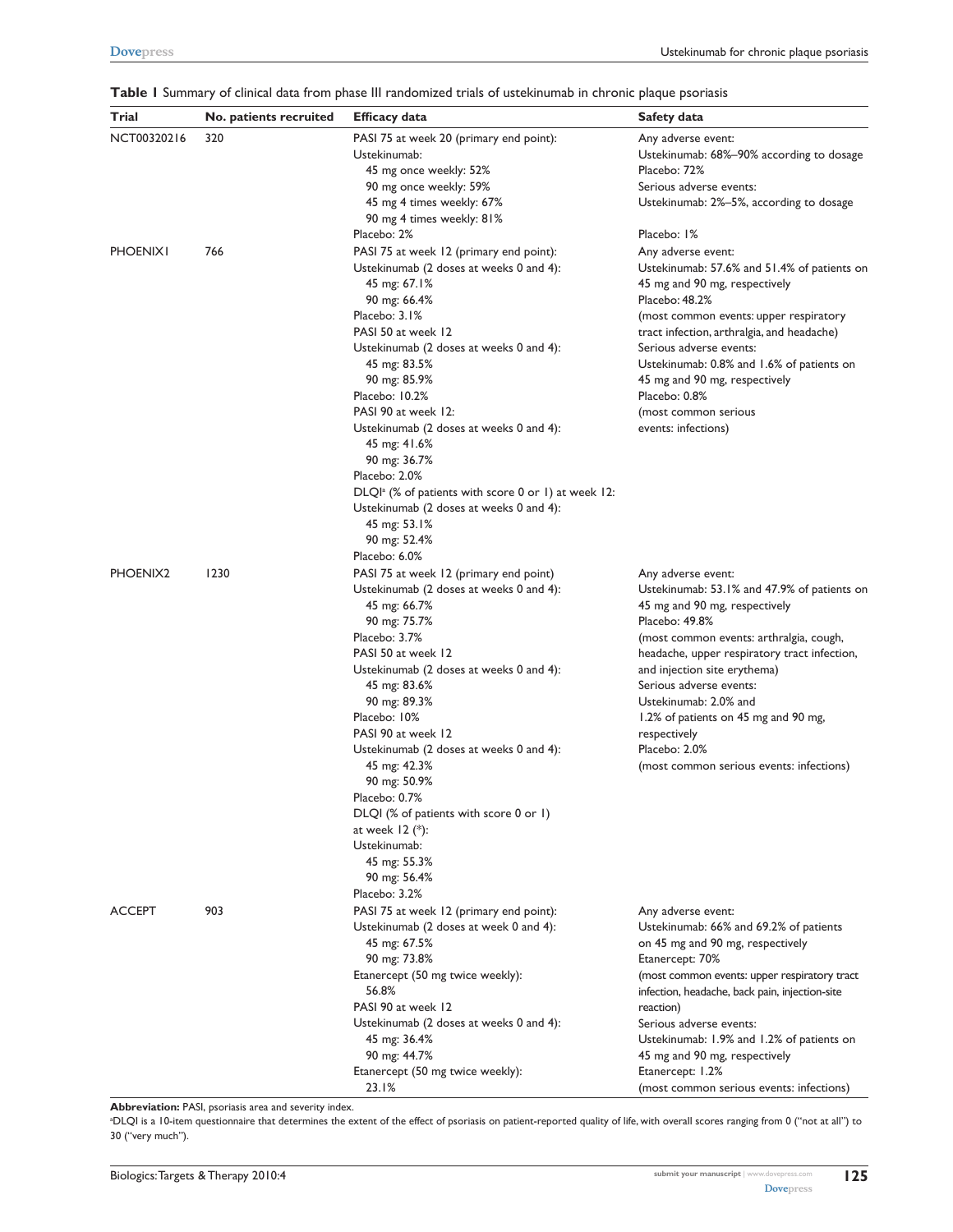**Table 1** Summary of clinical data from phase III randomized trials of ustekinumab in chronic plaque psoriasis

| Trial | No. patients recruited | Efficacy data | Safety data |
|---|---|---|---|
| NCT00320216 | 320 | PASI 75 at week 20 (primary end point):<br>Ustekinumab:<br>45 mg once weekly: 52%<br>90 mg once weekly: 59%<br>45 mg 4 times weekly: 67%<br>90 mg 4 times weekly: 81%<br>Placebo: 2% | Any adverse event:<br>Ustekinumab: 68%–90% according to dosage<br>Placebo: 72%<br>Serious adverse events:<br>Ustekinumab: 2%–5%, according to dosage<br>Placebo: 1% |
| PHOENIX1 | 766 | PASI 75 at week 12 (primary end point):<br>Ustekinumab (2 doses at weeks 0 and 4):<br>45 mg: 67.1%<br>90 mg: 66.4%<br>Placebo: 3.1%<br>PASI 50 at week 12<br>Ustekinumab (2 doses at weeks 0 and 4):<br>45 mg: 83.5%<br>90 mg: 85.9%<br>Placebo: 10.2%<br>PASI 90 at week 12:<br>Ustekinumab (2 doses at weeks 0 and 4):<br>45 mg: 41.6%<br>90 mg: 36.7%<br>Placebo: 2.0%<br>DLQI[a] (% of patients with score 0 or 1) at week 12:<br>Ustekinumab (2 doses at weeks 0 and 4):<br>45 mg: 53.1%<br>90 mg: 52.4%<br>Placebo: 6.0% | Any adverse event:<br>Ustekinumab: 57.6% and 51.4% of patients on 45 mg and 90 mg, respectively<br>Placebo: 48.2%<br>(most common events: upper respiratory tract infection, arthralgia, and headache)<br>Serious adverse events:<br>Ustekinumab: 0.8% and 1.6% of patients on 45 mg and 90 mg, respectively<br>Placebo: 0.8%<br>(most common serious events: infections) |
| PHOENIX2 | 1230 | PASI 75 at week 12 (primary end point)<br>Ustekinumab (2 doses at weeks 0 and 4):<br>45 mg: 66.7%<br>90 mg: 75.7%<br>Placebo: 3.7%<br>PASI 50 at week 12<br>Ustekinumab (2 doses at weeks 0 and 4):<br>45 mg: 83.6%<br>90 mg: 89.3%<br>Placebo: 10%<br>PASI 90 at week 12<br>Ustekinumab (2 doses at weeks 0 and 4):<br>45 mg: 42.3%<br>90 mg: 50.9%<br>Placebo: 0.7%<br>DLQI (% of patients with score 0 or 1) at week 12 (*):<br>Ustekinumab:<br>45 mg: 55.3%<br>90 mg: 56.4%<br>Placebo: 3.2% | Any adverse event:<br>Ustekinumab: 53.1% and 47.9% of patients on 45 mg and 90 mg, respectively<br>Placebo: 49.8%<br>(most common events: arthralgia, cough, headache, upper respiratory tract infection, and injection site erythema)<br>Serious adverse events:<br>Ustekinumab: 2.0% and 1.2% of patients on 45 mg and 90 mg, respectively<br>Placebo: 2.0%<br>(most common serious events: infections) |
| ACCEPT | 903 | PASI 75 at week 12 (primary end point):<br>Ustekinumab (2 doses at week 0 and 4):<br>45 mg: 67.5%<br>90 mg: 73.8%<br>Etanercept (50 mg twice weekly):<br>56.8%<br>PASI 90 at week 12<br>Ustekinumab (2 doses at weeks 0 and 4):<br>45 mg: 36.4%<br>90 mg: 44.7%<br>Etanercept (50 mg twice weekly):<br>23.1% | Any adverse event:<br>Ustekinumab: 66% and 69.2% of patients on 45 mg and 90 mg, respectively<br>Etanercept: 70%<br>(most common events: upper respiratory tract infection, headache, back pain, injection-site reaction)<br>Serious adverse events:<br>Ustekinumab: 1.9% and 1.2% of patients on 45 mg and 90 mg, respectively<br>Etanercept: 1.2%<br>(most common serious events: infections) |

**Abbreviation:** PASI, psoriasis area and severity index.

[a]DLQI is a 10-item questionnaire that determines the extent of the effect of psoriasis on patient-reported quality of life, with overall scores ranging from 0 ("not at all") to 30 ("very much").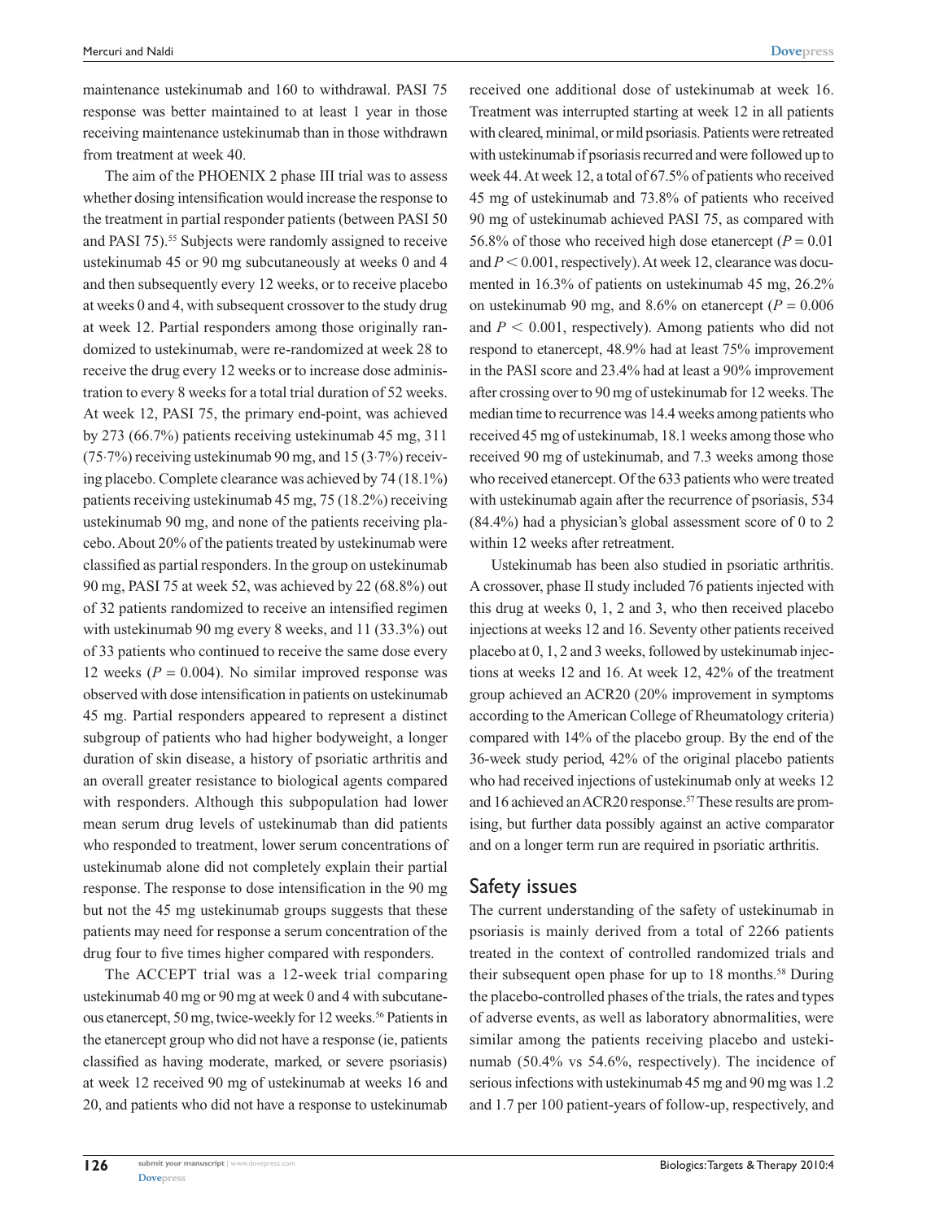maintenance ustekinumab and 160 to withdrawal. PASI 75 response was better maintained to at least 1 year in those receiving maintenance ustekinumab than in those withdrawn from treatment at week 40.

The aim of the PHOENIX 2 phase III trial was to assess whether dosing intensification would increase the response to the treatment in partial responder patients (between PASI 50 and PASI 75).[55] Subjects were randomly assigned to receive ustekinumab 45 or 90 mg subcutaneously at weeks 0 and 4 and then subsequently every 12 weeks, or to receive placebo at weeks 0 and 4, with subsequent crossover to the study drug at week 12. Partial responders among those originally randomized to ustekinumab, were re-randomized at week 28 to receive the drug every 12 weeks or to increase dose administration to every 8 weeks for a total trial duration of 52 weeks. At week 12, PASI 75, the primary end-point, was achieved by 273 (66.7%) patients receiving ustekinumab 45 mg, 311 (75·7%) receiving ustekinumab 90 mg, and 15 (3·7%) receiving placebo. Complete clearance was achieved by 74 (18.1%) patients receiving ustekinumab 45 mg, 75 (18.2%) receiving ustekinumab 90 mg, and none of the patients receiving placebo. About 20% of the patients treated by ustekinumab were classified as partial responders. In the group on ustekinumab 90 mg, PASI 75 at week 52, was achieved by 22 (68.8%) out of 32 patients randomized to receive an intensified regimen with ustekinumab 90 mg every 8 weeks, and 11 (33.3%) out of 33 patients who continued to receive the same dose every 12 weeks ($P = 0.004$). No similar improved response was observed with dose intensification in patients on ustekinumab 45 mg. Partial responders appeared to represent a distinct subgroup of patients who had higher bodyweight, a longer duration of skin disease, a history of psoriatic arthritis and an overall greater resistance to biological agents compared with responders. Although this subpopulation had lower mean serum drug levels of ustekinumab than did patients who responded to treatment, lower serum concentrations of ustekinumab alone did not completely explain their partial response. The response to dose intensification in the 90 mg but not the 45 mg ustekinumab groups suggests that these patients may need for response a serum concentration of the drug four to five times higher compared with responders.

The ACCEPT trial was a 12-week trial comparing ustekinumab 40 mg or 90 mg at week 0 and 4 with subcutaneous etanercept, 50 mg, twice-weekly for 12 weeks.[56] Patients in the etanercept group who did not have a response (ie, patients classified as having moderate, marked, or severe psoriasis) at week 12 received 90 mg of ustekinumab at weeks 16 and 20, and patients who did not have a response to ustekinumab received one additional dose of ustekinumab at week 16. Treatment was interrupted starting at week 12 in all patients with cleared, minimal, or mild psoriasis. Patients were retreated with ustekinumab if psoriasis recurred and were followed up to week 44. At week 12, a total of 67.5% of patients who received 45 mg of ustekinumab and 73.8% of patients who received 90 mg of ustekinumab achieved PASI 75, as compared with 56.8% of those who received high dose etanercept ($P = 0.01$ and $P < 0.001$, respectively). At week 12, clearance was documented in 16.3% of patients on ustekinumab 45 mg, 26.2% on ustekinumab 90 mg, and 8.6% on etanercept ($P = 0.006$ and $P < 0.001$, respectively). Among patients who did not respond to etanercept, 48.9% had at least 75% improvement in the PASI score and 23.4% had at least a 90% improvement after crossing over to 90 mg of ustekinumab for 12 weeks. The median time to recurrence was 14.4 weeks among patients who received 45 mg of ustekinumab, 18.1 weeks among those who received 90 mg of ustekinumab, and 7.3 weeks among those who received etanercept. Of the 633 patients who were treated with ustekinumab again after the recurrence of psoriasis, 534 (84.4%) had a physician's global assessment score of 0 to 2 within 12 weeks after retreatment.

Ustekinumab has been also studied in psoriatic arthritis. A crossover, phase II study included 76 patients injected with this drug at weeks 0, 1, 2 and 3, who then received placebo injections at weeks 12 and 16. Seventy other patients received placebo at 0, 1, 2 and 3 weeks, followed by ustekinumab injections at weeks 12 and 16. At week 12, 42% of the treatment group achieved an ACR20 (20% improvement in symptoms according to the American College of Rheumatology criteria) compared with 14% of the placebo group. By the end of the 36-week study period, 42% of the original placebo patients who had received injections of ustekinumab only at weeks 12 and 16 achieved an ACR20 response.[57] These results are promising, but further data possibly against an active comparator and on a longer term run are required in psoriatic arthritis.

## Safety issues

The current understanding of the safety of ustekinumab in psoriasis is mainly derived from a total of 2266 patients treated in the context of controlled randomized trials and their subsequent open phase for up to 18 months.[58] During the placebo-controlled phases of the trials, the rates and types of adverse events, as well as laboratory abnormalities, were similar among the patients receiving placebo and ustekinumab (50.4% vs 54.6%, respectively). The incidence of serious infections with ustekinumab 45 mg and 90 mg was 1.2 and 1.7 per 100 patient-years of follow-up, respectively, and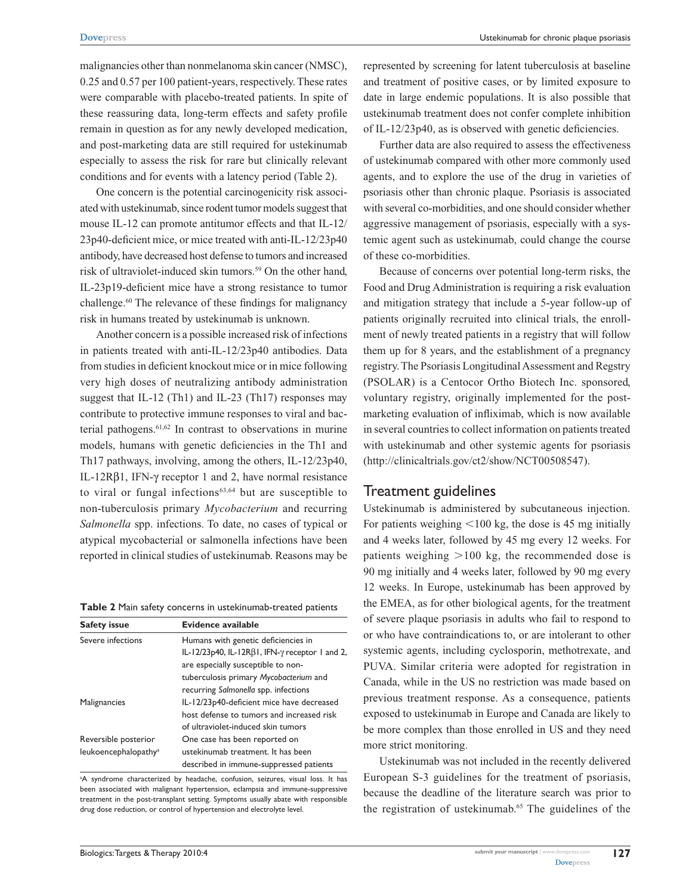malignancies other than nonmelanoma skin cancer (NMSC), 0.25 and 0.57 per 100 patient-years, respectively. These rates were comparable with placebo-treated patients. In spite of these reassuring data, long-term effects and safety profile remain in question as for any newly developed medication, and post-marketing data are still required for ustekinumab especially to assess the risk for rare but clinically relevant conditions and for events with a latency period (Table 2).

One concern is the potential carcinogenicity risk associated with ustekinumab, since rodent tumor models suggest that mouse IL-12 can promote antitumor effects and that IL-12/23p40-deficient mice, or mice treated with anti-IL-12/23p40 antibody, have decreased host defense to tumors and increased risk of ultraviolet-induced skin tumors.[59] On the other hand, IL-23p19-deficient mice have a strong resistance to tumor challenge.[60] The relevance of these findings for malignancy risk in humans treated by ustekinumab is unknown.

Another concern is a possible increased risk of infections in patients treated with anti-IL-12/23p40 antibodies. Data from studies in deficient knockout mice or in mice following very high doses of neutralizing antibody administration suggest that IL-12 (Th1) and IL-23 (Th17) responses may contribute to protective immune responses to viral and bacterial pathogens.[61,62] In contrast to observations in murine models, humans with genetic deficiencies in the Th1 and Th17 pathways, involving, among the others, IL-12/23p40, IL-12Rβ1, IFN-γ receptor 1 and 2, have normal resistance to viral or fungal infections[63,64] but are susceptible to non-tuberculosis primary *Mycobacterium* and recurring *Salmonella* spp. infections. To date, no cases of typical or atypical mycobacterial or salmonella infections have been reported in clinical studies of ustekinumab. Reasons may be represented by screening for latent tuberculosis at baseline and treatment of positive cases, or by limited exposure to date in large endemic populations. It is also possible that ustekinumab treatment does not confer complete inhibition of IL-12/23p40, as is observed with genetic deficiencies.

**Table 2** Main safety concerns in ustekinumab-treated patients

| Safety issue | Evidence available |
|---|---|
| Severe infections | Humans with genetic deficiencies in IL-12/23p40, IL-12Rβ1, IFN-γ receptor 1 and 2, are especially susceptible to non-tuberculosis primary *Mycobacterium* and recurring *Salmonella* spp. infections |
| Malignancies | IL-12/23p40-deficient mice have decreased host defense to tumors and increased risk of ultraviolet-induced skin tumors |
| Reversible posterior leukoencephalopathy[a] | One case has been reported on ustekinumab treatment. It has been described in immune-suppressed patients |

[a]A syndrome characterized by headache, confusion, seizures, visual loss. It has been associated with malignant hypertension, eclampsia and immune-suppressive treatment in the post-transplant setting. Symptoms usually abate with responsible drug dose reduction, or control of hypertension and electrolyte level.

Further data are also required to assess the effectiveness of ustekinumab compared with other more commonly used agents, and to explore the use of the drug in varieties of psoriasis other than chronic plaque. Psoriasis is associated with several co-morbidities, and one should consider whether aggressive management of psoriasis, especially with a systemic agent such as ustekinumab, could change the course of these co-morbidities.

Because of concerns over potential long-term risks, the Food and Drug Administration is requiring a risk evaluation and mitigation strategy that include a 5-year follow-up of patients originally recruited into clinical trials, the enrollment of newly treated patients in a registry that will follow them up for 8 years, and the establishment of a pregnancy registry. The Psoriasis Longitudinal Assessment and Regstry (PSOLAR) is a Centocor Ortho Biotech Inc. sponsored, voluntary registry, originally implemented for the post-marketing evaluation of infliximab, which is now available in several countries to collect information on patients treated with ustekinumab and other systemic agents for psoriasis (http://clinicaltrials.gov/ct2/show/NCT00508547).

## Treatment guidelines

Ustekinumab is administered by subcutaneous injection. For patients weighing $<$100 kg, the dose is 45 mg initially and 4 weeks later, followed by 45 mg every 12 weeks. For patients weighing $>$100 kg, the recommended dose is 90 mg initially and 4 weeks later, followed by 90 mg every 12 weeks. In Europe, ustekinumab has been approved by the EMEA, as for other biological agents, for the treatment of severe plaque psoriasis in adults who fail to respond to or who have contraindications to, or are intolerant to other systemic agents, including cyclosporin, methotrexate, and PUVA. Similar criteria were adopted for registration in Canada, while in the US no restriction was made based on previous treatment response. As a consequence, patients exposed to ustekinumab in Europe and Canada are likely to be more complex than those enrolled in US and they need more strict monitoring.

Ustekinumab was not included in the recently delivered European S-3 guidelines for the treatment of psoriasis, because the deadline of the literature search was prior to the registration of ustekinumab.[65] The guidelines of the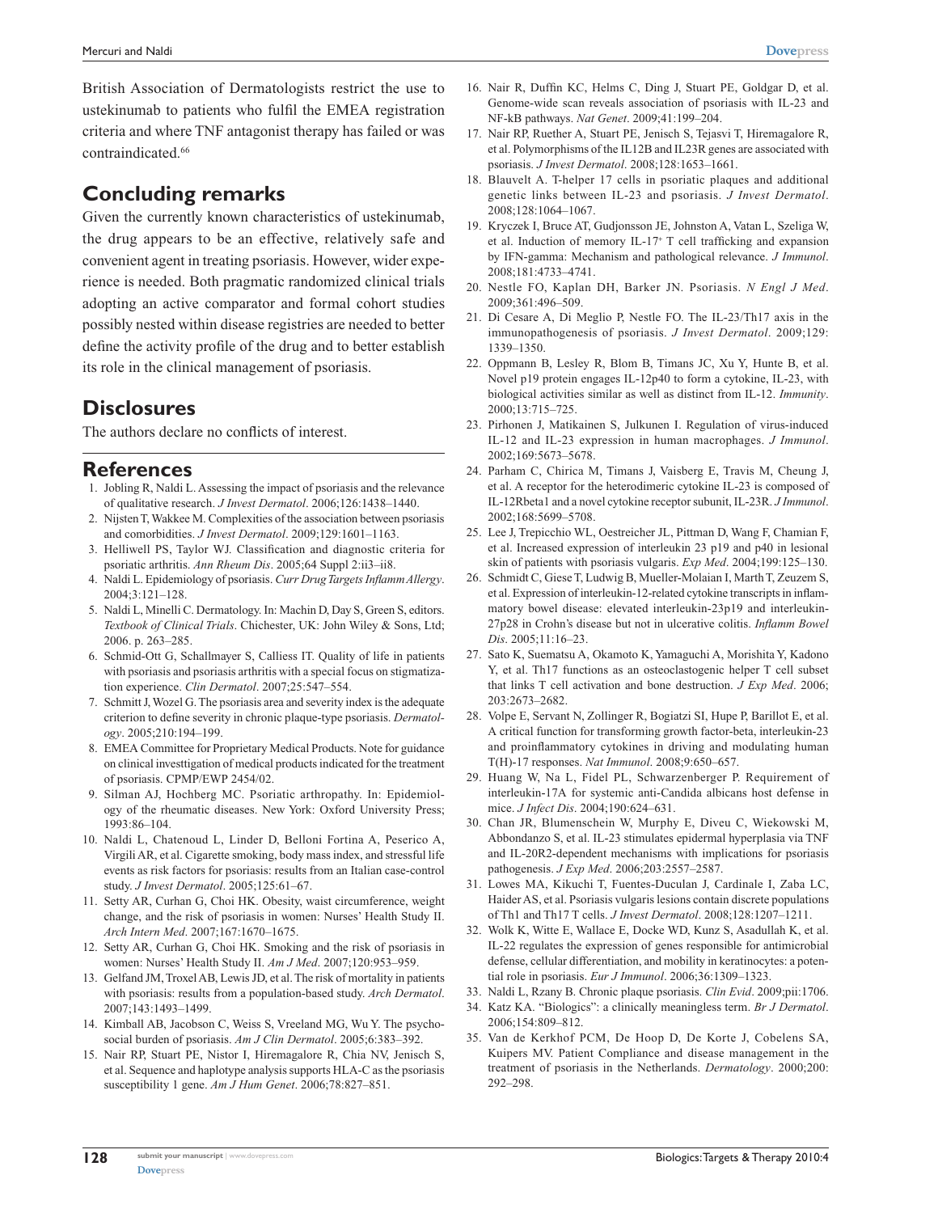British Association of Dermatologists restrict the use to ustekinumab to patients who fulfil the EMEA registration criteria and where TNF antagonist therapy has failed or was contraindicated.[66]

## Concluding remarks

Given the currently known characteristics of ustekinumab, the drug appears to be an effective, relatively safe and convenient agent in treating psoriasis. However, wider experience is needed. Both pragmatic randomized clinical trials adopting an active comparator and formal cohort studies possibly nested within disease registries are needed to better define the activity profile of the drug and to better establish its role in the clinical management of psoriasis.

## Disclosures

The authors declare no conflicts of interest.

## References

1. Jobling R, Naldi L. Assessing the impact of psoriasis and the relevance of qualitative research. *J Invest Dermatol*. 2006;126:1438–1440.
2. Nijsten T, Wakkee M. Complexities of the association between psoriasis and comorbidities. *J Invest Dermatol*. 2009;129:1601–1163.
3. Helliwell PS, Taylor WJ. Classification and diagnostic criteria for psoriatic arthritis. *Ann Rheum Dis*. 2005;64 Suppl 2:ii3–ii8.
4. Naldi L. Epidemiology of psoriasis. *Curr Drug Targets Inflamm Allergy*. 2004;3:121–128.
5. Naldi L, Minelli C. Dermatology. In: Machin D, Day S, Green S, editors. *Textbook of Clinical Trials*. Chichester, UK: John Wiley & Sons, Ltd; 2006. p. 263–285.
6. Schmid-Ott G, Schallmayer S, Calliess IT. Quality of life in patients with psoriasis and psoriasis arthritis with a special focus on stigmatization experience. *Clin Dermatol*. 2007;25:547–554.
7. Schmitt J, Wozel G. The psoriasis area and severity index is the adequate criterion to define severity in chronic plaque-type psoriasis. *Dermatology*. 2005;210:194–199.
8. EMEA Committee for Proprietary Medical Products. Note for guidance on clinical investtigation of medical products indicated for the treatment of psoriasis. CPMP/EWP 2454/02.
9. Silman AJ, Hochberg MC. Psoriatic arthropathy. In: Epidemiology of the rheumatic diseases. New York: Oxford University Press; 1993:86–104.
10. Naldi L, Chatenoud L, Linder D, Belloni Fortina A, Peserico A, Virgili AR, et al. Cigarette smoking, body mass index, and stressful life events as risk factors for psoriasis: results from an Italian case-control study. *J Invest Dermatol*. 2005;125:61–67.
11. Setty AR, Curhan G, Choi HK. Obesity, waist circumference, weight change, and the risk of psoriasis in women: Nurses' Health Study II. *Arch Intern Med*. 2007;167:1670–1675.
12. Setty AR, Curhan G, Choi HK. Smoking and the risk of psoriasis in women: Nurses' Health Study II. *Am J Med*. 2007;120:953–959.
13. Gelfand JM, Troxel AB, Lewis JD, et al. The risk of mortality in patients with psoriasis: results from a population-based study. *Arch Dermatol*. 2007;143:1493–1499.
14. Kimball AB, Jacobson C, Weiss S, Vreeland MG, Wu Y. The psychosocial burden of psoriasis. *Am J Clin Dermatol*. 2005;6:383–392.
15. Nair RP, Stuart PE, Nistor I, Hiremagalore R, Chia NV, Jenisch S, et al. Sequence and haplotype analysis supports HLA-C as the psoriasis susceptibility 1 gene. *Am J Hum Genet*. 2006;78:827–851.
16. Nair R, Duffin KC, Helms C, Ding J, Stuart PE, Goldgar D, et al. Genome-wide scan reveals association of psoriasis with IL-23 and NF-kB pathways. *Nat Genet*. 2009;41:199–204.
17. Nair RP, Ruether A, Stuart PE, Jenisch S, Tejasvi T, Hiremagalore R, et al. Polymorphisms of the IL12B and IL23R genes are associated with psoriasis. *J Invest Dermatol*. 2008;128:1653–1661.
18. Blauvelt A. T-helper 17 cells in psoriatic plaques and additional genetic links between IL-23 and psoriasis. *J Invest Dermatol*. 2008;128:1064–1067.
19. Kryczek I, Bruce AT, Gudjonsson JE, Johnston A, Vatan L, Szeliga W, et al. Induction of memory IL-17$^{+}$ T cell trafficking and expansion by IFN-gamma: Mechanism and pathological relevance. *J Immunol*. 2008;181:4733–4741.
20. Nestle FO, Kaplan DH, Barker JN. Psoriasis. *N Engl J Med*. 2009;361:496–509.
21. Di Cesare A, Di Meglio P, Nestle FO. The IL-23/Th17 axis in the immunopathogenesis of psoriasis. *J Invest Dermatol*. 2009;129:1339–1350.
22. Oppmann B, Lesley R, Blom B, Timans JC, Xu Y, Hunte B, et al. Novel p19 protein engages IL-12p40 to form a cytokine, IL-23, with biological activities similar as well as distinct from IL-12. *Immunity*. 2000;13:715–725.
23. Pirhonen J, Matikainen S, Julkunen I. Regulation of virus-induced IL-12 and IL-23 expression in human macrophages. *J Immunol*. 2002;169:5673–5678.
24. Parham C, Chirica M, Timans J, Vaisberg E, Travis M, Cheung J, et al. A receptor for the heterodimeric cytokine IL-23 is composed of IL-12Rbeta1 and a novel cytokine receptor subunit, IL-23R. *J Immunol*. 2002;168:5699–5708.
25. Lee J, Trepicchio WL, Oestreicher JL, Pittman D, Wang F, Chamian F, et al. Increased expression of interleukin 23 p19 and p40 in lesional skin of patients with psoriasis vulgaris. *Exp Med*. 2004;199:125–130.
26. Schmidt C, Giese T, Ludwig B, Mueller-Molaian I, Marth T, Zeuzem S, et al. Expression of interleukin-12-related cytokine transcripts in inflammatory bowel disease: elevated interleukin-23p19 and interleukin-27p28 in Crohn's disease but not in ulcerative colitis. *Inflamm Bowel Dis*. 2005;11:16–23.
27. Sato K, Suematsu A, Okamoto K, Yamaguchi A, Morishita Y, Kadono Y, et al. Th17 functions as an osteoclastogenic helper T cell subset that links T cell activation and bone destruction. *J Exp Med*. 2006;203:2673–2682.
28. Volpe E, Servant N, Zollinger R, Bogiatzi SI, Hupe P, Barillot E, et al. A critical function for transforming growth factor-beta, interleukin-23 and proinflammatory cytokines in driving and modulating human T(H)-17 responses. *Nat Immunol*. 2008;9:650–657.
29. Huang W, Na L, Fidel PL, Schwarzenberger P. Requirement of interleukin-17A for systemic anti-Candida albicans host defense in mice. *J Infect Dis*. 2004;190:624–631.
30. Chan JR, Blumenschein W, Murphy E, Diveu C, Wiekowski M, Abbondanzo S, et al. IL-23 stimulates epidermal hyperplasia via TNF and IL-20R2-dependent mechanisms with implications for psoriasis pathogenesis. *J Exp Med*. 2006;203:2557–2587.
31. Lowes MA, Kikuchi T, Fuentes-Duculan J, Cardinale I, Zaba LC, Haider AS, et al. Psoriasis vulgaris lesions contain discrete populations of Th1 and Th17 T cells. *J Invest Dermatol*. 2008;128:1207–1211.
32. Wolk K, Witte E, Wallace E, Docke WD, Kunz S, Asadullah K, et al. IL-22 regulates the expression of genes responsible for antimicrobial defense, cellular differentiation, and mobility in keratinocytes: a potential role in psoriasis. *Eur J Immunol*. 2006;36:1309–1323.
33. Naldi L, Rzany B. Chronic plaque psoriasis. *Clin Evid*. 2009;pii:1706.
34. Katz KA. "Biologics": a clinically meaningless term. *Br J Dermatol*. 2006;154:809–812.
35. Van de Kerkhof PCM, De Hoop D, De Korte J, Cobelens SA, Kuipers MV. Patient Compliance and disease management in the treatment of psoriasis in the Netherlands. *Dermatology*. 2000;200:292–298.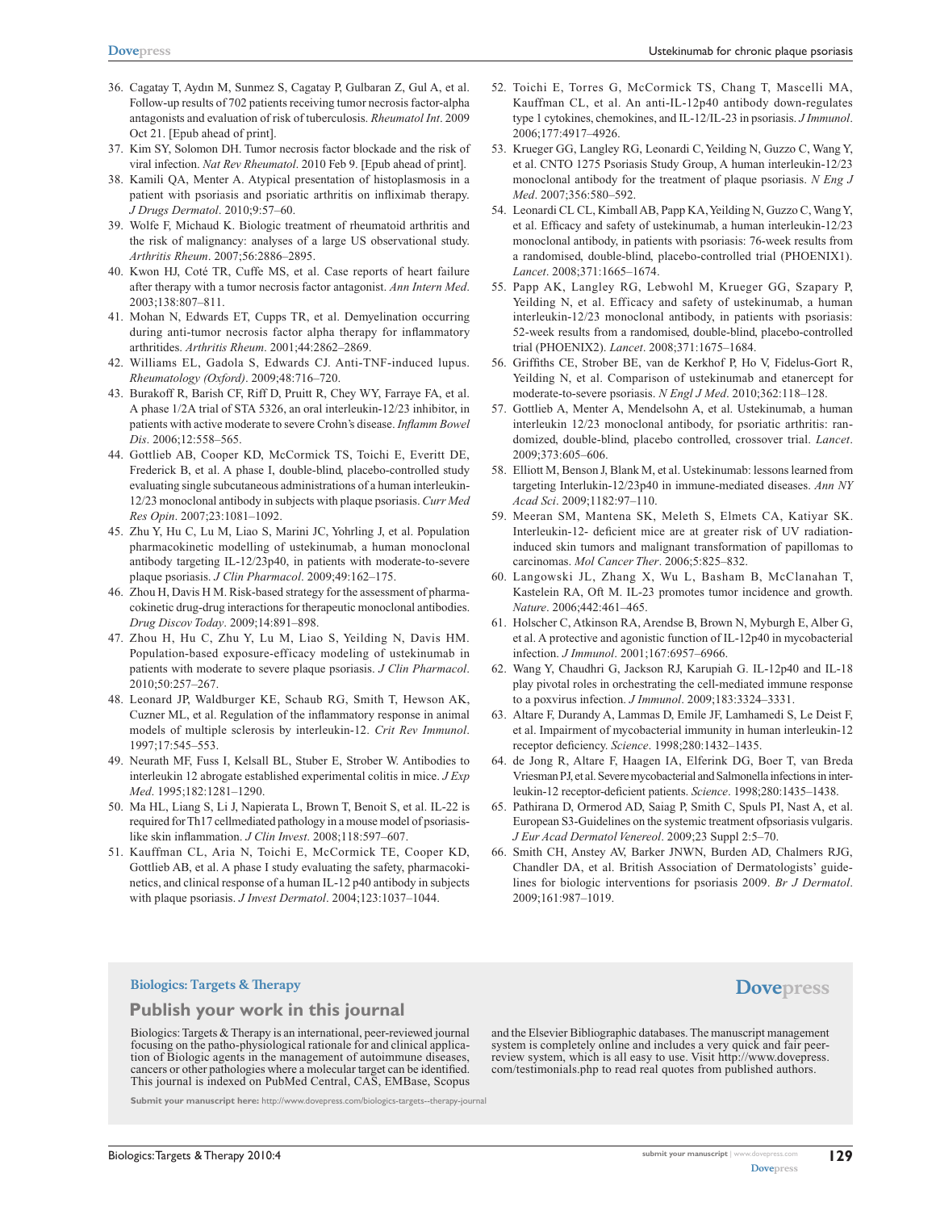36. Cagatay T, Aydın M, Sunmez S, Cagatay P, Gulbaran Z, Gul A, et al. Follow-up results of 702 patients receiving tumor necrosis factor-alpha antagonists and evaluation of risk of tuberculosis. *Rheumatol Int*. 2009 Oct 21. [Epub ahead of print].
37. Kim SY, Solomon DH. Tumor necrosis factor blockade and the risk of viral infection. *Nat Rev Rheumatol*. 2010 Feb 9. [Epub ahead of print].
38. Kamili QA, Menter A. Atypical presentation of histoplasmosis in a patient with psoriasis and psoriatic arthritis on infliximab therapy. *J Drugs Dermatol*. 2010;9:57–60.
39. Wolfe F, Michaud K. Biologic treatment of rheumatoid arthritis and the risk of malignancy: analyses of a large US observational study. *Arthritis Rheum*. 2007;56:2886–2895.
40. Kwon HJ, Coté TR, Cuffe MS, et al. Case reports of heart failure after therapy with a tumor necrosis factor antagonist. *Ann Intern Med*. 2003;138:807–811.
41. Mohan N, Edwards ET, Cupps TR, et al. Demyelination occurring during anti-tumor necrosis factor alpha therapy for inflammatory arthritides. *Arthritis Rheum*. 2001;44:2862–2869.
42. Williams EL, Gadola S, Edwards CJ. Anti-TNF-induced lupus. *Rheumatology (Oxford)*. 2009;48:716–720.
43. Burakoff R, Barish CF, Riff D, Pruitt R, Chey WY, Farraye FA, et al. A phase 1/2A trial of STA 5326, an oral interleukin-12/23 inhibitor, in patients with active moderate to severe Crohn's disease. *Inflamm Bowel Dis*. 2006;12:558–565.
44. Gottlieb AB, Cooper KD, McCormick TS, Toichi E, Everitt DE, Frederick B, et al. A phase I, double-blind, placebo-controlled study evaluating single subcutaneous administrations of a human interleukin-12/23 monoclonal antibody in subjects with plaque psoriasis. *Curr Med Res Opin*. 2007;23:1081–1092.
45. Zhu Y, Hu C, Lu M, Liao S, Marini JC, Yohrling J, et al. Population pharmacokinetic modelling of ustekinumab, a human monoclonal antibody targeting IL-12/23p40, in patients with moderate-to-severe plaque psoriasis. *J Clin Pharmacol*. 2009;49:162–175.
46. Zhou H, Davis H M. Risk-based strategy for the assessment of pharmacokinetic drug-drug interactions for therapeutic monoclonal antibodies. *Drug Discov Today*. 2009;14:891–898.
47. Zhou H, Hu C, Zhu Y, Lu M, Liao S, Yeilding N, Davis HM. Population-based exposure-efficacy modeling of ustekinumab in patients with moderate to severe plaque psoriasis. *J Clin Pharmacol*. 2010;50:257–267.
48. Leonard JP, Waldburger KE, Schaub RG, Smith T, Hewson AK, Cuzner ML, et al. Regulation of the inflammatory response in animal models of multiple sclerosis by interleukin-12. *Crit Rev Immunol*. 1997;17:545–553.
49. Neurath MF, Fuss I, Kelsall BL, Stuber E, Strober W. Antibodies to interleukin 12 abrogate established experimental colitis in mice. *J Exp Med*. 1995;182:1281–1290.
50. Ma HL, Liang S, Li J, Napierata L, Brown T, Benoit S, et al. IL-22 is required for Th17 cellmediated pathology in a mouse model of psoriasis-like skin inflammation. *J Clin Invest*. 2008;118:597–607.
51. Kauffman CL, Aria N, Toichi E, McCormick TE, Cooper KD, Gottlieb AB, et al. A phase I study evaluating the safety, pharmacokinetics, and clinical response of a human IL-12 p40 antibody in subjects with plaque psoriasis. *J Invest Dermatol*. 2004;123:1037–1044.
52. Toichi E, Torres G, McCormick TS, Chang T, Mascelli MA, Kauffman CL, et al. An anti-IL-12p40 antibody down-regulates type 1 cytokines, chemokines, and IL-12/IL-23 in psoriasis. *J Immunol*. 2006;177:4917–4926.
53. Krueger GG, Langley RG, Leonardi C, Yeilding N, Guzzo C, Wang Y, et al. CNTO 1275 Psoriasis Study Group, A human interleukin-12/23 monoclonal antibody for the treatment of plaque psoriasis. *N Eng J Med*. 2007;356:580–592.
54. Leonardi CL CL, Kimball AB, Papp KA, Yeilding N, Guzzo C, Wang Y, et al. Efficacy and safety of ustekinumab, a human interleukin-12/23 monoclonal antibody, in patients with psoriasis: 76-week results from a randomised, double-blind, placebo-controlled trial (PHOENIX1). *Lancet*. 2008;371:1665–1674.
55. Papp AK, Langley RG, Lebwohl M, Krueger GG, Szapary P, Yeilding N, et al. Efficacy and safety of ustekinumab, a human interleukin-12/23 monoclonal antibody, in patients with psoriasis: 52-week results from a randomised, double-blind, placebo-controlled trial (PHOENIX2). *Lancet*. 2008;371:1675–1684.
56. Griffiths CE, Strober BE, van de Kerkhof P, Ho V, Fidelus-Gort R, Yeilding N, et al. Comparison of ustekinumab and etanercept for moderate-to-severe psoriasis. *N Engl J Med*. 2010;362:118–128.
57. Gottlieb A, Menter A, Mendelsohn A, et al. Ustekinumab, a human interleukin 12/23 monoclonal antibody, for psoriatic arthritis: randomized, double-blind, placebo controlled, crossover trial. *Lancet*. 2009;373:605–606.
58. Elliott M, Benson J, Blank M, et al. Ustekinumab: lessons learned from targeting Interlukin-12/23p40 in immune-mediated diseases. *Ann NY Acad Sci*. 2009;1182:97–110.
59. Meeran SM, Mantena SK, Meleth S, Elmets CA, Katiyar SK. Interleukin-12- deficient mice are at greater risk of UV radiation-induced skin tumors and malignant transformation of papillomas to carcinomas. *Mol Cancer Ther*. 2006;5:825–832.
60. Langowski JL, Zhang X, Wu L, Basham B, McClanahan T, Kastelein RA, Oft M. IL-23 promotes tumor incidence and growth. *Nature*. 2006;442:461–465.
61. Holscher C, Atkinson RA, Arendse B, Brown N, Myburgh E, Alber G, et al. A protective and agonistic function of IL-12p40 in mycobacterial infection. *J Immunol*. 2001;167:6957–6966.
62. Wang Y, Chaudhri G, Jackson RJ, Karupiah G. IL-12p40 and IL-18 play pivotal roles in orchestrating the cell-mediated immune response to a poxvirus infection. *J Immunol*. 2009;183:3324–3331.
63. Altare F, Durandy A, Lammas D, Emile JF, Lamhamedi S, Le Deist F, et al. Impairment of mycobacterial immunity in human interleukin-12 receptor deficiency. *Science*. 1998;280:1432–1435.
64. de Jong R, Altare F, Haagen IA, Elferink DG, Boer T, van Breda Vriesman PJ, et al. Severe mycobacterial and Salmonella infections in interleukin-12 receptor-deficient patients. *Science*. 1998;280:1435–1438.
65. Pathirana D, Ormerod AD, Saiag P, Smith C, Spuls PI, Nast A, et al. European S3-Guidelines on the systemic treatment ofpsoriasis vulgaris. *J Eur Acad Dermatol Venereol*. 2009;23 Suppl 2:5–70.
66. Smith CH, Anstey AV, Barker JNWN, Burden AD, Chalmers RJG, Chandler DA, et al. British Association of Dermatologists' guidelines for biologic interventions for psoriasis 2009. *Br J Dermatol*. 2009;161:987–1019.

**Biologics: Targets & Therapy**

## Publish your work in this journal

Biologics: Targets & Therapy is an international, peer-reviewed journal focusing on the patho-physiological rationale for and clinical application of Biologic agents in the management of autoimmune diseases, cancers or other pathologies where a molecular target can be identified. This journal is indexed on PubMed Central, CAS, EMBase, Scopus and the Elsevier Bibliographic databases. The manuscript management system is completely online and includes a very quick and fair peer-review system, which is all easy to use. Visit http://www.dovepress.com/testimonials.php to read real quotes from published authors.

**Submit your manuscript here:** http://www.dovepress.com/biologics-targets--therapy-journal